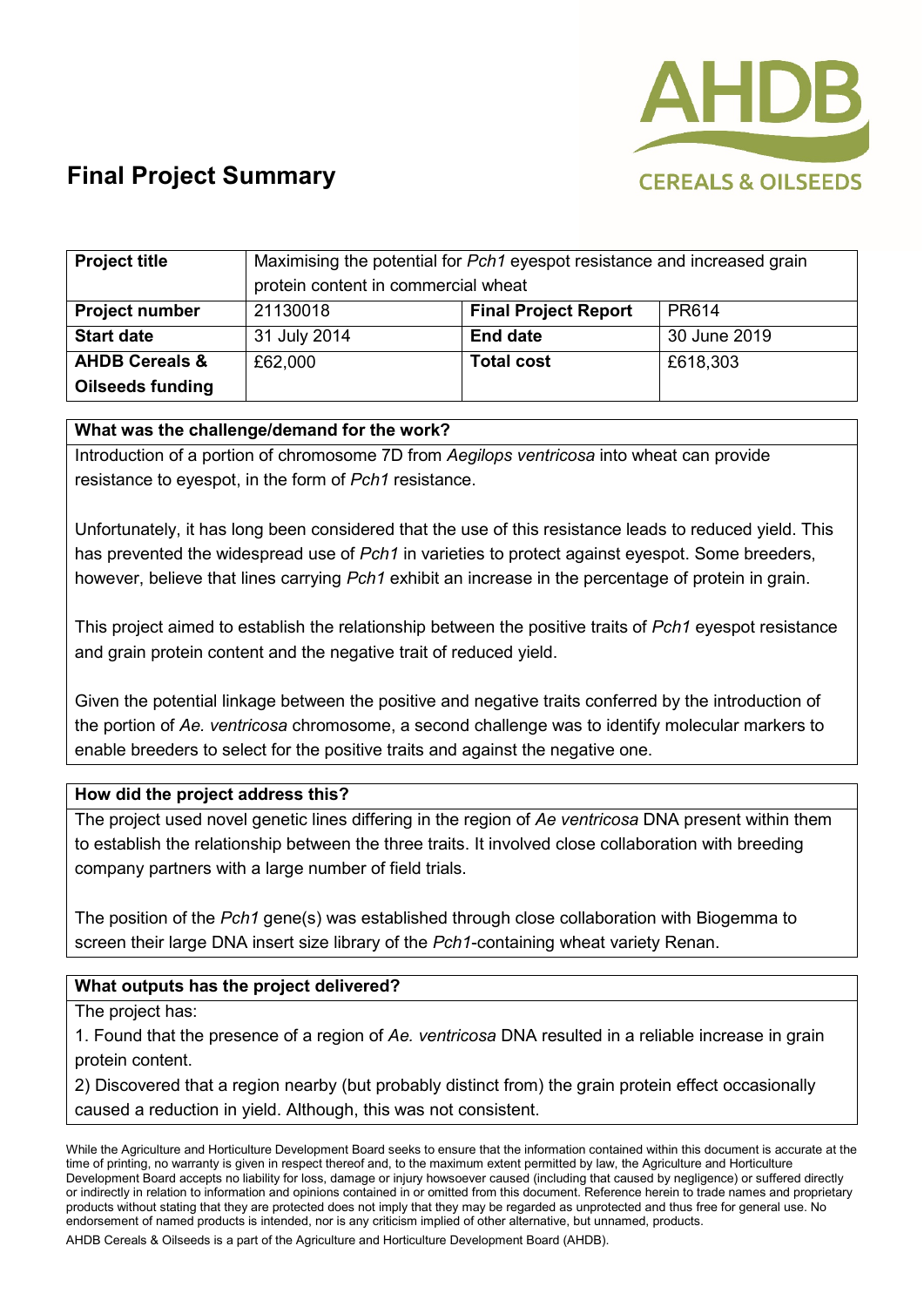# Final Project Summary

| **Project title** | Maximising the potential for *Pch1* eyespot resistance and increased grain protein content in commercial wheat | | |
|---|---|---|---|
| **Project number** | 21130018 | **Final Project Report** | PR614 |
| **Start date** | 31 July 2014 | **End date** | 30 June 2019 |
| **AHDB Cereals & Oilseeds funding** | £62,000 | **Total cost** | £618,303 |

**What was the challenge/demand for the work?**

Introduction of a portion of chromosome 7D from *Aegilops ventricosa* into wheat can provide resistance to eyespot, in the form of *Pch1* resistance.

Unfortunately, it has long been considered that the use of this resistance leads to reduced yield. This has prevented the widespread use of *Pch1* in varieties to protect against eyespot. Some breeders, however, believe that lines carrying *Pch1* exhibit an increase in the percentage of protein in grain.

This project aimed to establish the relationship between the positive traits of *Pch1* eyespot resistance and grain protein content and the negative trait of reduced yield.

Given the potential linkage between the positive and negative traits conferred by the introduction of the portion of *Ae. ventricosa* chromosome, a second challenge was to identify molecular markers to enable breeders to select for the positive traits and against the negative one.

**How did the project address this?**

The project used novel genetic lines differing in the region of *Ae ventricosa* DNA present within them to establish the relationship between the three traits. It involved close collaboration with breeding company partners with a large number of field trials.

The position of the *Pch1* gene(s) was established through close collaboration with Biogemma to screen their large DNA insert size library of the *Pch1*-containing wheat variety Renan.

**What outputs has the project delivered?**

The project has:

1. Found that the presence of a region of *Ae. ventricosa* DNA resulted in a reliable increase in grain protein content.

2) Discovered that a region nearby (but probably distinct from) the grain protein effect occasionally caused a reduction in yield. Although, this was not consistent.

While the Agriculture and Horticulture Development Board seeks to ensure that the information contained within this document is accurate at the time of printing, no warranty is given in respect thereof and, to the maximum extent permitted by law, the Agriculture and Horticulture Development Board accepts no liability for loss, damage or injury howsoever caused (including that caused by negligence) or suffered directly or indirectly in relation to information and opinions contained in or omitted from this document. Reference herein to trade names and proprietary products without stating that they are protected does not imply that they may be regarded as unprotected and thus free for general use. No endorsement of named products is intended, nor is any criticism implied of other alternative, but unnamed, products.

AHDB Cereals & Oilseeds is a part of the Agriculture and Horticulture Development Board (AHDB).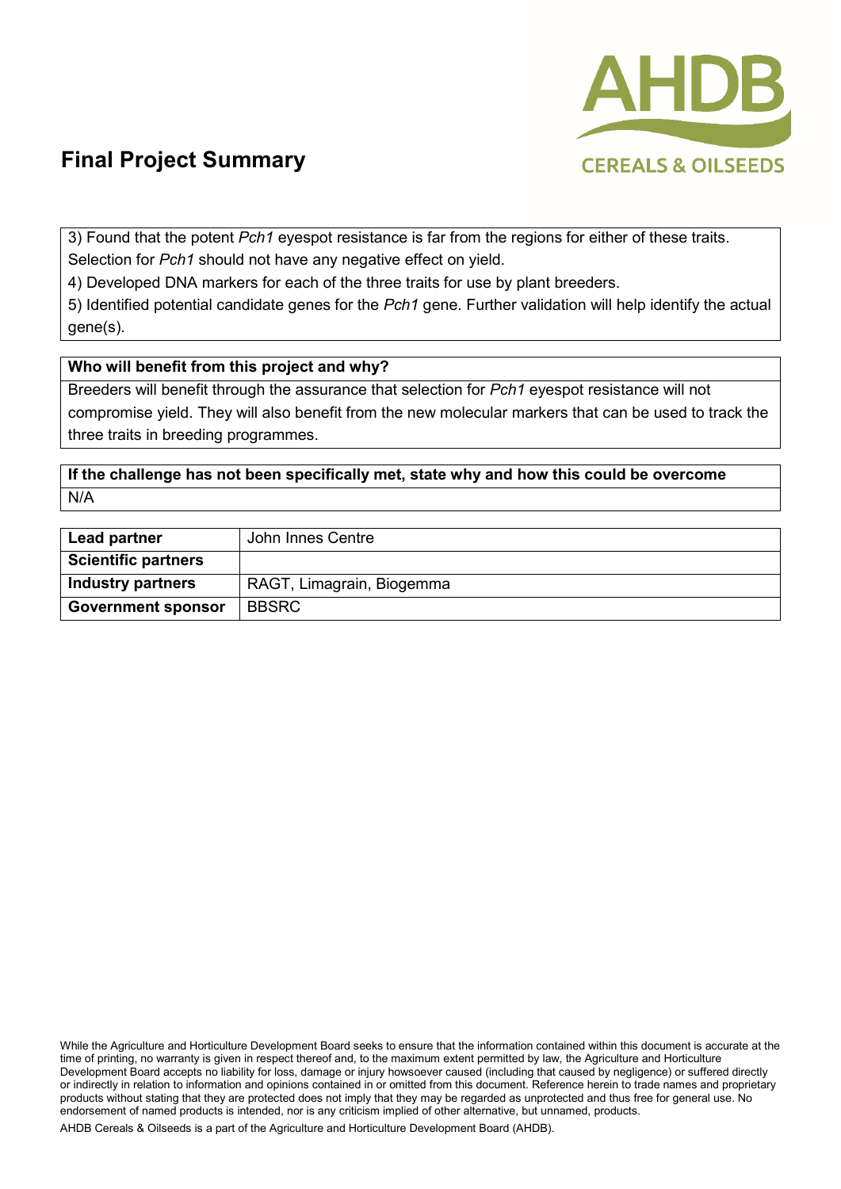3) Found that the potent *Pch1* eyespot resistance is far from the regions for either of these traits. Selection for *Pch1* should not have any negative effect on yield.

4) Developed DNA markers for each of the three traits for use by plant breeders.

5) Identified potential candidate genes for the *Pch1* gene. Further validation will help identify the actual gene(s).

**Who will benefit from this project and why?**

Breeders will benefit through the assurance that selection for *Pch1* eyespot resistance will not compromise yield. They will also benefit from the new molecular markers that can be used to track the three traits in breeding programmes.

**If the challenge has not been specifically met, state why and how this could be overcome**

N/A

| | |
|---|---|
| **Lead partner** | John Innes Centre |
| **Scientific partners** | |
| **Industry partners** | RAGT, Limagrain, Biogemma |
| **Government sponsor** | BBSRC |

While the Agriculture and Horticulture Development Board seeks to ensure that the information contained within this document is accurate at the time of printing, no warranty is given in respect thereof and, to the maximum extent permitted by law, the Agriculture and Horticulture Development Board accepts no liability for loss, damage or injury howsoever caused (including that caused by negligence) or suffered directly or indirectly in relation to information and opinions contained in or omitted from this document. Reference herein to trade names and proprietary products without stating that they are protected does not imply that they may be regarded as unprotected and thus free for general use. No endorsement of named products is intended, nor is any criticism implied of other alternative, but unnamed, products.

AHDB Cereals & Oilseeds is a part of the Agriculture and Horticulture Development Board (AHDB).